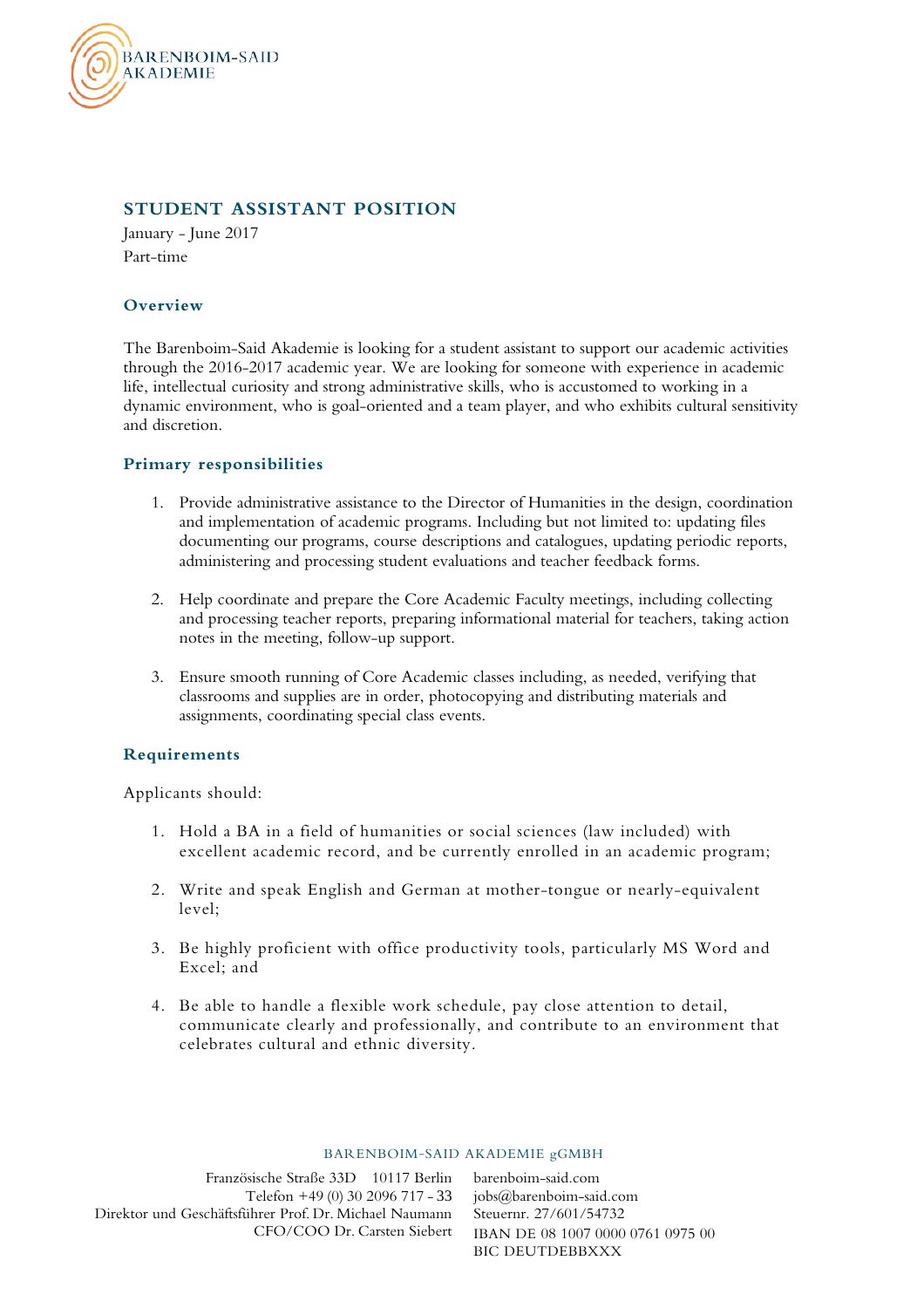BARENBOIM-SAID AKADEMIE

## STUDENT ASSISTANT POSITION

January - June 2017

Part-time

### Overview

The Barenboim-Said Akademie is looking for a student assistant to support our academic activities through the 2016-2017 academic year. We are looking for someone with experience in academic life, intellectual curiosity and strong administrative skills, who is accustomed to working in a dynamic environment, who is goal-oriented and a team player, and who exhibits cultural sensitivity and discretion.

### Primary responsibilities

1. Provide administrative assistance to the Director of Humanities in the design, coordination and implementation of academic programs. Including but not limited to: updating files documenting our programs, course descriptions and catalogues, updating periodic reports, administering and processing student evaluations and teacher feedback forms.

2. Help coordinate and prepare the Core Academic Faculty meetings, including collecting and processing teacher reports, preparing informational material for teachers, taking action notes in the meeting, follow-up support.

3. Ensure smooth running of Core Academic classes including, as needed, verifying that classrooms and supplies are in order, photocopying and distributing materials and assignments, coordinating special class events.

### Requirements

Applicants should:

1. Hold a BA in a field of humanities or social sciences (law included) with excellent academic record, and be currently enrolled in an academic program;

2. Write and speak English and German at mother-tongue or nearly-equivalent level;

3. Be highly proficient with office productivity tools, particularly MS Word and Excel; and

4. Be able to handle a flexible work schedule, pay close attention to detail, communicate clearly and professionally, and contribute to an environment that celebrates cultural and ethnic diversity.

BARENBOIM-SAID AKADEMIE gGMBH

Französische Straße 33D 10117 Berlin
Telefon +49 (0) 30 2096 717 - 33
Direktor und Geschäftsführer Prof. Dr. Michael Naumann
CFO/COO Dr. Carsten Siebert

barenboim-said.com
jobs@barenboim-said.com
Steuernr. 27/601/54732
IBAN DE 08 1007 0000 0761 0975 00
BIC DEUTDEBBXXX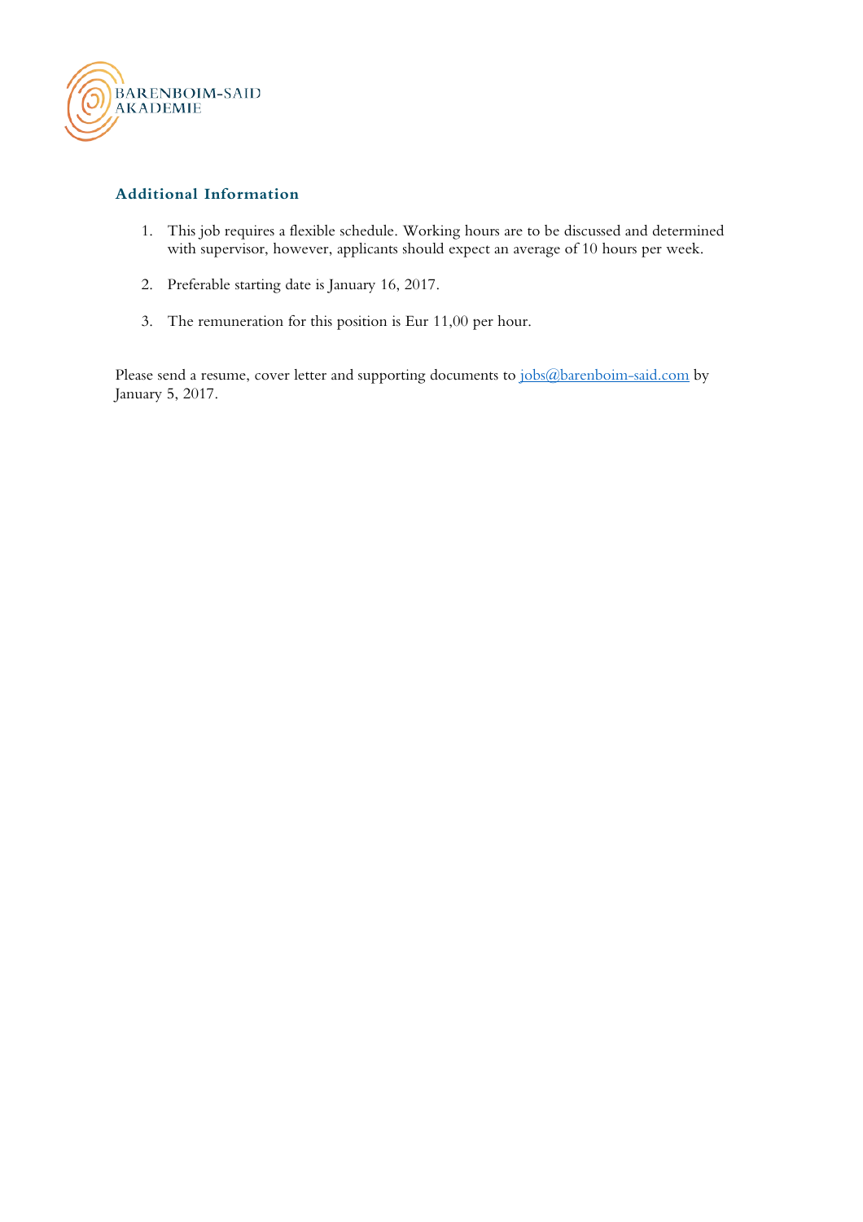## Additional Information

1. This job requires a flexible schedule. Working hours are to be discussed and determined with supervisor, however, applicants should expect an average of 10 hours per week.

2. Preferable starting date is January 16, 2017.

3. The remuneration for this position is Eur 11,00 per hour.

Please send a resume, cover letter and supporting documents to jobs@barenboim-said.com by January 5, 2017.